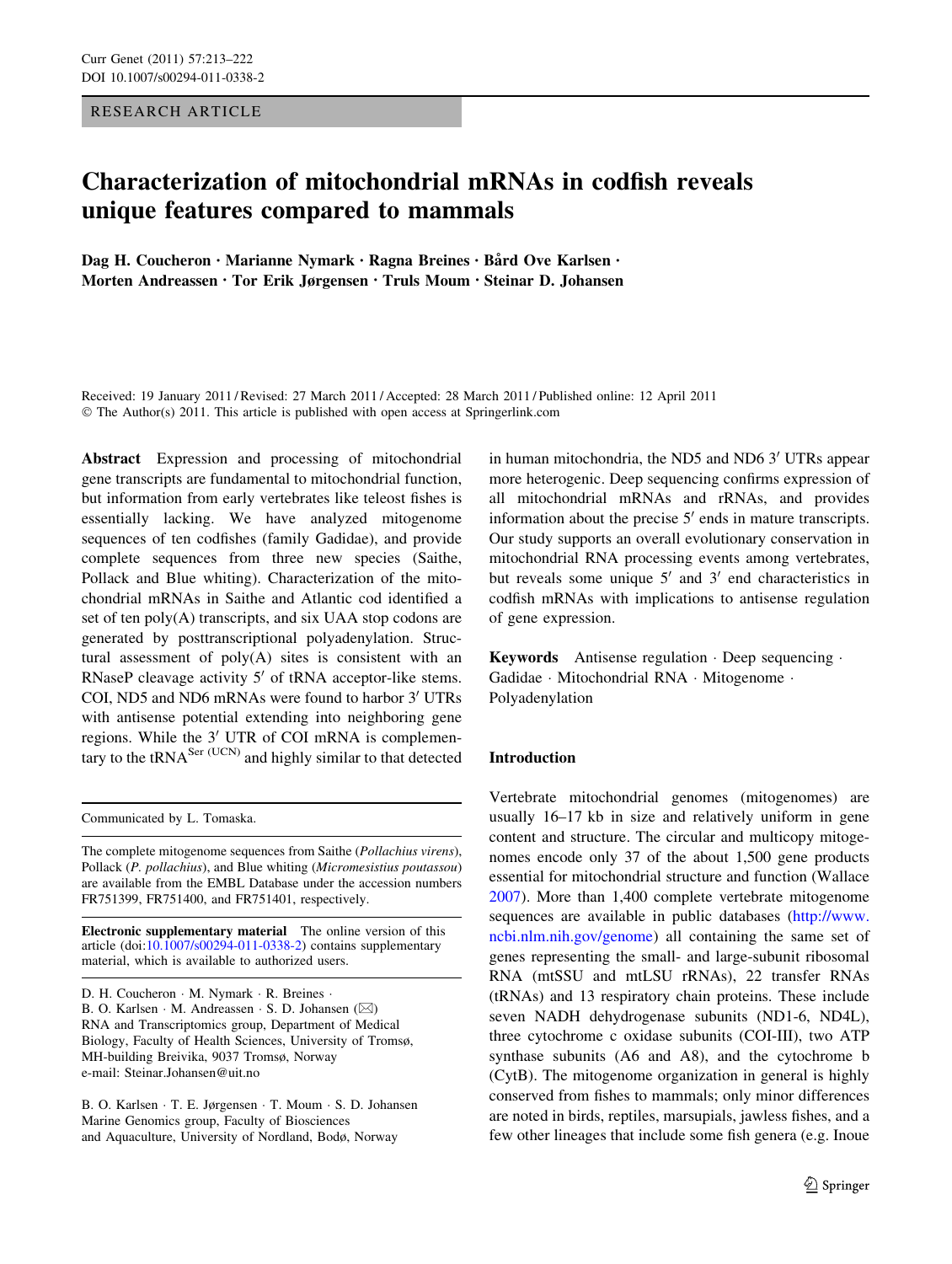RESEARCH ARTICLE

# Characterization of mitochondrial mRNAs in codfish reveals unique features compared to mammals

**Dag H. Coucheron · Marianne Nymark · Ragna Breines · Bård Ove Karlsen · Morten Andreassen · Tor Erik Jørgensen · Truls Moum · Steinar D. Johansen**

Received: 19 January 2011 / Revised: 27 March 2011 / Accepted: 28 March 2011 / Published online: 12 April 2011
© The Author(s) 2011. This article is published with open access at Springerlink.com

**Abstract** Expression and processing of mitochondrial gene transcripts are fundamental to mitochondrial function, but information from early vertebrates like teleost fishes is essentially lacking. We have analyzed mitogenome sequences of ten codfishes (family Gadidae), and provide complete sequences from three new species (Saithe, Pollack and Blue whiting). Characterization of the mitochondrial mRNAs in Saithe and Atlantic cod identified a set of ten poly(A) transcripts, and six UAA stop codons are generated by posttranscriptional polyadenylation. Structural assessment of poly(A) sites is consistent with an RNaseP cleavage activity 5′ of tRNA acceptor-like stems. COI, ND5 and ND6 mRNAs were found to harbor 3′ UTRs with antisense potential extending into neighboring gene regions. While the 3′ UTR of COI mRNA is complementary to the tRNA$^{Ser\ (UCN)}$ and highly similar to that detected in human mitochondria, the ND5 and ND6 3′ UTRs appear more heterogenic. Deep sequencing confirms expression of all mitochondrial mRNAs and rRNAs, and provides information about the precise 5′ ends in mature transcripts. Our study supports an overall evolutionary conservation in mitochondrial RNA processing events among vertebrates, but reveals some unique 5′ and 3′ end characteristics in codfish mRNAs with implications to antisense regulation of gene expression.

**Keywords** Antisense regulation · Deep sequencing · Gadidae · Mitochondrial RNA · Mitogenome · Polyadenylation

Communicated by L. Tomaska.

The complete mitogenome sequences from Saithe (*Pollachius virens*), Pollack (*P. pollachius*), and Blue whiting (*Micromesistius poutassou*) are available from the EMBL Database under the accession numbers FR751399, FR751400, and FR751401, respectively.

**Electronic supplementary material** The online version of this article (doi:10.1007/s00294-011-0338-2) contains supplementary material, which is available to authorized users.

D. H. Coucheron · M. Nymark · R. Breines · B. O. Karlsen · M. Andreassen · S. D. Johansen (✉)
RNA and Transcriptomics group, Department of Medical Biology, Faculty of Health Sciences, University of Tromsø, MH-building Breivika, 9037 Tromsø, Norway
e-mail: Steinar.Johansen@uit.no

B. O. Karlsen · T. E. Jørgensen · T. Moum · S. D. Johansen
Marine Genomics group, Faculty of Biosciences and Aquaculture, University of Nordland, Bodø, Norway

## Introduction

Vertebrate mitochondrial genomes (mitogenomes) are usually 16–17 kb in size and relatively uniform in gene content and structure. The circular and multicopy mitogenomes encode only 37 of the about 1,500 gene products essential for mitochondrial structure and function (Wallace 2007). More than 1,400 complete vertebrate mitogenome sequences are available in public databases (http://www.ncbi.nlm.nih.gov/genome) all containing the same set of genes representing the small- and large-subunit ribosomal RNA (mtSSU and mtLSU rRNAs), 22 transfer RNAs (tRNAs) and 13 respiratory chain proteins. These include seven NADH dehydrogenase subunits (ND1-6, ND4L), three cytochrome c oxidase subunits (COI-III), two ATP synthase subunits (A6 and A8), and the cytochrome b (CytB). The mitogenome organization in general is highly conserved from fishes to mammals; only minor differences are noted in birds, reptiles, marsupials, jawless fishes, and a few other lineages that include some fish genera (e.g. Inoue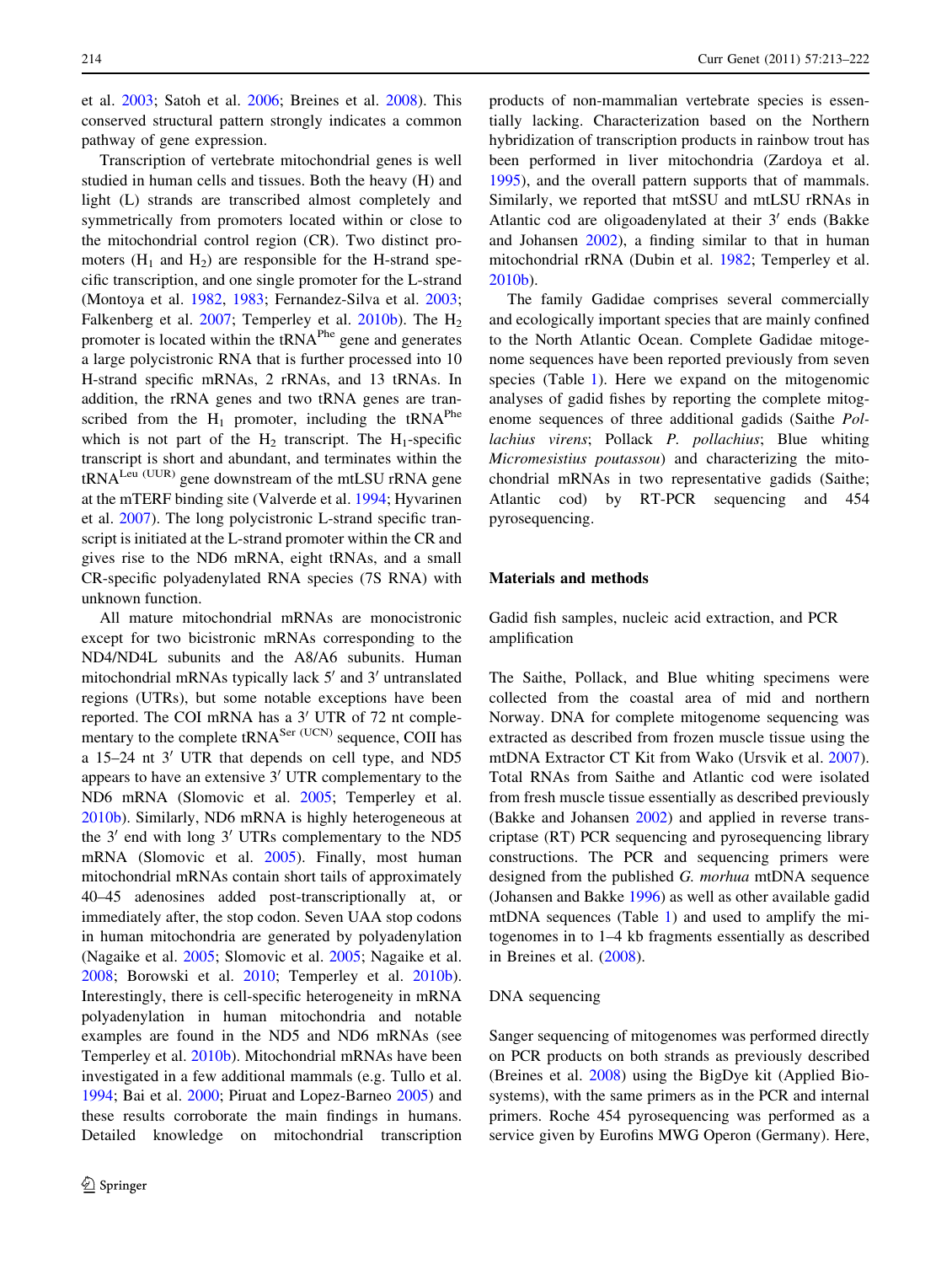et al. 2003; Satoh et al. 2006; Breines et al. 2008). This conserved structural pattern strongly indicates a common pathway of gene expression.

Transcription of vertebrate mitochondrial genes is well studied in human cells and tissues. Both the heavy (H) and light (L) strands are transcribed almost completely and symmetrically from promoters located within or close to the mitochondrial control region (CR). Two distinct promoters ($H_1$ and $H_2$) are responsible for the H-strand specific transcription, and one single promoter for the L-strand (Montoya et al. 1982, 1983; Fernandez-Silva et al. 2003; Falkenberg et al. 2007; Temperley et al. 2010b). The $H_2$ promoter is located within the tRNA$^{Phe}$ gene and generates a large polycistronic RNA that is further processed into 10 H-strand specific mRNAs, 2 rRNAs, and 13 tRNAs. In addition, the rRNA genes and two tRNA genes are transcribed from the $H_1$ promoter, including the tRNA$^{Phe}$ which is not part of the $H_2$ transcript. The $H_1$-specific transcript is short and abundant, and terminates within the tRNA$^{Leu\ (UUR)}$ gene downstream of the mtLSU rRNA gene at the mTERF binding site (Valverde et al. 1994; Hyvarinen et al. 2007). The long polycistronic L-strand specific transcript is initiated at the L-strand promoter within the CR and gives rise to the ND6 mRNA, eight tRNAs, and a small CR-specific polyadenylated RNA species (7S RNA) with unknown function.

All mature mitochondrial mRNAs are monocistronic except for two bicistronic mRNAs corresponding to the ND4/ND4L subunits and the A8/A6 subunits. Human mitochondrial mRNAs typically lack 5′ and 3′ untranslated regions (UTRs), but some notable exceptions have been reported. The COI mRNA has a 3′ UTR of 72 nt complementary to the complete tRNA$^{Ser\ (UCN)}$ sequence, COII has a 15–24 nt 3′ UTR that depends on cell type, and ND5 appears to have an extensive 3′ UTR complementary to the ND6 mRNA (Slomovic et al. 2005; Temperley et al. 2010b). Similarly, ND6 mRNA is highly heterogeneous at the 3′ end with long 3′ UTRs complementary to the ND5 mRNA (Slomovic et al. 2005). Finally, most human mitochondrial mRNAs contain short tails of approximately 40–45 adenosines added post-transcriptionally at, or immediately after, the stop codon. Seven UAA stop codons in human mitochondria are generated by polyadenylation (Nagaike et al. 2005; Slomovic et al. 2005; Nagaike et al. 2008; Borowski et al. 2010; Temperley et al. 2010b). Interestingly, there is cell-specific heterogeneity in mRNA polyadenylation in human mitochondria and notable examples are found in the ND5 and ND6 mRNAs (see Temperley et al. 2010b). Mitochondrial mRNAs have been investigated in a few additional mammals (e.g. Tullo et al. 1994; Bai et al. 2000; Piruat and Lopez-Barneo 2005) and these results corroborate the main findings in humans. Detailed knowledge on mitochondrial transcription products of non-mammalian vertebrate species is essentially lacking. Characterization based on the Northern hybridization of transcription products in rainbow trout has been performed in liver mitochondria (Zardoya et al. 1995), and the overall pattern supports that of mammals. Similarly, we reported that mtSSU and mtLSU rRNAs in Atlantic cod are oligoadenylated at their 3′ ends (Bakke and Johansen 2002), a finding similar to that in human mitochondrial rRNA (Dubin et al. 1982; Temperley et al. 2010b).

The family Gadidae comprises several commercially and ecologically important species that are mainly confined to the North Atlantic Ocean. Complete Gadidae mitogenome sequences have been reported previously from seven species (Table 1). Here we expand on the mitogenomic analyses of gadid fishes by reporting the complete mitogenome sequences of three additional gadids (Saithe *Pollachius virens*; Pollack *P. pollachius*; Blue whiting *Micromesistius poutassou*) and characterizing the mitochondrial mRNAs in two representative gadids (Saithe; Atlantic cod) by RT-PCR sequencing and 454 pyrosequencing.

## Materials and methods

### Gadid fish samples, nucleic acid extraction, and PCR amplification

The Saithe, Pollack, and Blue whiting specimens were collected from the coastal area of mid and northern Norway. DNA for complete mitogenome sequencing was extracted as described from frozen muscle tissue using the mtDNA Extractor CT Kit from Wako (Ursvik et al. 2007). Total RNAs from Saithe and Atlantic cod were isolated from fresh muscle tissue essentially as described previously (Bakke and Johansen 2002) and applied in reverse transcriptase (RT) PCR sequencing and pyrosequencing library constructions. The PCR and sequencing primers were designed from the published *G. morhua* mtDNA sequence (Johansen and Bakke 1996) as well as other available gadid mtDNA sequences (Table 1) and used to amplify the mitogenomes in to 1–4 kb fragments essentially as described in Breines et al. (2008).

### DNA sequencing

Sanger sequencing of mitogenomes was performed directly on PCR products on both strands as previously described (Breines et al. 2008) using the BigDye kit (Applied Biosystems), with the same primers as in the PCR and internal primers. Roche 454 pyrosequencing was performed as a service given by Eurofins MWG Operon (Germany). Here,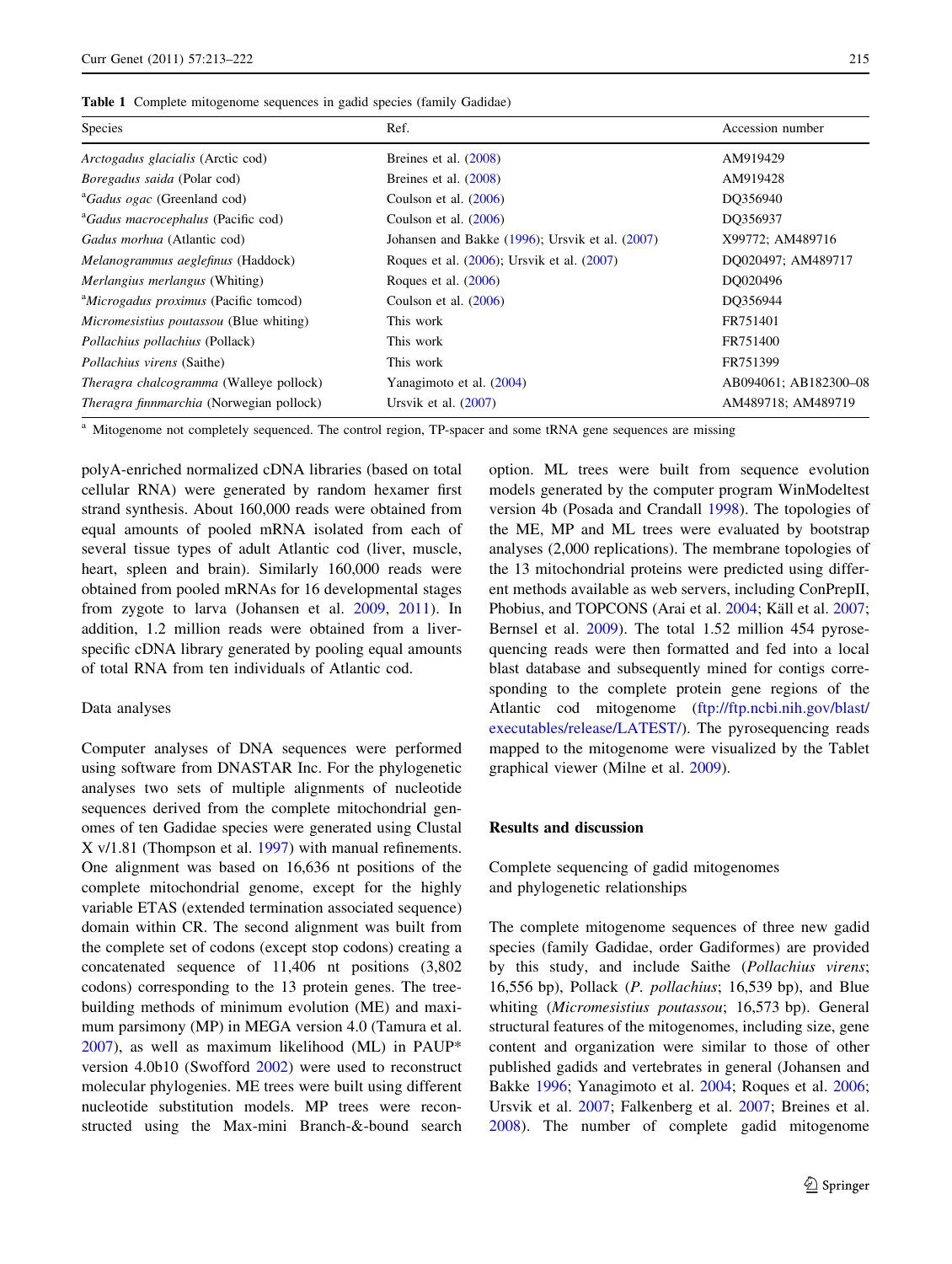**Table 1** Complete mitogenome sequences in gadid species (family Gadidae)

| Species | Ref. | Accession number |
|---|---|---|
| *Arctogadus glacialis* (Arctic cod) | Breines et al. (2008) | AM919429 |
| *Boregadus saida* (Polar cod) | Breines et al. (2008) | AM919428 |
| [a]*Gadus ogac* (Greenland cod) | Coulson et al. (2006) | DQ356940 |
| [a]*Gadus macrocephalus* (Pacific cod) | Coulson et al. (2006) | DQ356937 |
| *Gadus morhua* (Atlantic cod) | Johansen and Bakke (1996); Ursvik et al. (2007) | X99772; AM489716 |
| *Melanogrammus aeglefinus* (Haddock) | Roques et al. (2006); Ursvik et al. (2007) | DQ020497; AM489717 |
| *Merlangius merlangus* (Whiting) | Roques et al. (2006) | DQ020496 |
| [a]*Microgadus proximus* (Pacific tomcod) | Coulson et al. (2006) | DQ356944 |
| *Micromesistius poutassou* (Blue whiting) | This work | FR751401 |
| *Pollachius pollachius* (Pollack) | This work | FR751400 |
| *Pollachius virens* (Saithe) | This work | FR751399 |
| *Theragra chalcogramma* (Walleye pollock) | Yanagimoto et al. (2004) | AB094061; AB182300–08 |
| *Theragra finnmarchia* (Norwegian pollock) | Ursvik et al. (2007) | AM489718; AM489719 |

[a] Mitogenome not completely sequenced. The control region, TP-spacer and some tRNA gene sequences are missing

polyA-enriched normalized cDNA libraries (based on total cellular RNA) were generated by random hexamer first strand synthesis. About 160,000 reads were obtained from equal amounts of pooled mRNA isolated from each of several tissue types of adult Atlantic cod (liver, muscle, heart, spleen and brain). Similarly 160,000 reads were obtained from pooled mRNAs for 16 developmental stages from zygote to larva (Johansen et al. 2009, 2011). In addition, 1.2 million reads were obtained from a liver-specific cDNA library generated by pooling equal amounts of total RNA from ten individuals of Atlantic cod.

### Data analyses

Computer analyses of DNA sequences were performed using software from DNASTAR Inc. For the phylogenetic analyses two sets of multiple alignments of nucleotide sequences derived from the complete mitochondrial genomes of ten Gadidae species were generated using Clustal X v/1.81 (Thompson et al. 1997) with manual refinements. One alignment was based on 16,636 nt positions of the complete mitochondrial genome, except for the highly variable ETAS (extended termination associated sequence) domain within CR. The second alignment was built from the complete set of codons (except stop codons) creating a concatenated sequence of 11,406 nt positions (3,802 codons) corresponding to the 13 protein genes. The tree-building methods of minimum evolution (ME) and maximum parsimony (MP) in MEGA version 4.0 (Tamura et al. 2007), as well as maximum likelihood (ML) in PAUP* version 4.0b10 (Swofford 2002) were used to reconstruct molecular phylogenies. ME trees were built using different nucleotide substitution models. MP trees were reconstructed using the Max-mini Branch-&-bound search option. ML trees were built from sequence evolution models generated by the computer program WinModeltest version 4b (Posada and Crandall 1998). The topologies of the ME, MP and ML trees were evaluated by bootstrap analyses (2,000 replications). The membrane topologies of the 13 mitochondrial proteins were predicted using different methods available as web servers, including ConPrepII, Phobius, and TOPCONS (Arai et al. 2004; Käll et al. 2007; Bernsel et al. 2009). The total 1.52 million 454 pyrosequencing reads were then formatted and fed into a local blast database and subsequently mined for contigs corresponding to the complete protein gene regions of the Atlantic cod mitogenome (ftp://ftp.ncbi.nih.gov/blast/executables/release/LATEST/). The pyrosequencing reads mapped to the mitogenome were visualized by the Tablet graphical viewer (Milne et al. 2009).

## Results and discussion

### Complete sequencing of gadid mitogenomes and phylogenetic relationships

The complete mitogenome sequences of three new gadid species (family Gadidae, order Gadiformes) are provided by this study, and include Saithe (*Pollachius virens*; 16,556 bp), Pollack (*P. pollachius*; 16,539 bp), and Blue whiting (*Micromesistius poutassou*; 16,573 bp). General structural features of the mitogenomes, including size, gene content and organization were similar to those of other published gadids and vertebrates in general (Johansen and Bakke 1996; Yanagimoto et al. 2004; Roques et al. 2006; Ursvik et al. 2007; Falkenberg et al. 2007; Breines et al. 2008). The number of complete gadid mitogenome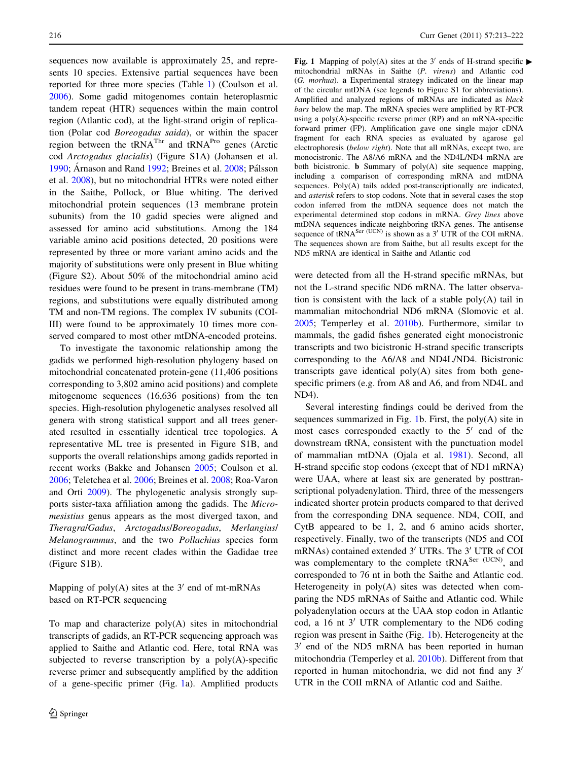sequences now available is approximately 25, and represents 10 species. Extensive partial sequences have been reported for three more species (Table 1) (Coulson et al. 2006). Some gadid mitogenomes contain heteroplasmic tandem repeat (HTR) sequences within the main control region (Atlantic cod), at the light-strand origin of replication (Polar cod *Boreogadus saida*), or within the spacer region between the tRNA$^{Thr}$ and tRNA$^{Pro}$ genes (Arctic cod *Arctogadus glacialis*) (Figure S1A) (Johansen et al. 1990; Árnason and Rand 1992; Breines et al. 2008; Pálsson et al. 2008), but no mitochondrial HTRs were noted either in the Saithe, Pollock, or Blue whiting. The derived mitochondrial protein sequences (13 membrane protein subunits) from the 10 gadid species were aligned and assessed for amino acid substitutions. Among the 184 variable amino acid positions detected, 20 positions were represented by three or more variant amino acids and the majority of substitutions were only present in Blue whiting (Figure S2). About 50% of the mitochondrial amino acid residues were found to be present in trans-membrane (TM) regions, and substitutions were equally distributed among TM and non-TM regions. The complex IV subunits (COI-III) were found to be approximately 10 times more conserved compared to most other mtDNA-encoded proteins.

To investigate the taxonomic relationship among the gadids we performed high-resolution phylogeny based on mitochondrial concatenated protein-gene (11,406 positions corresponding to 3,802 amino acid positions) and complete mitogenome sequences (16,636 positions) from the ten species. High-resolution phylogenetic analyses resolved all genera with strong statistical support and all trees generated resulted in essentially identical tree topologies. A representative ML tree is presented in Figure S1B, and supports the overall relationships among gadids reported in recent works (Bakke and Johansen 2005; Coulson et al. 2006; Teletchea et al. 2006; Breines et al. 2008; Roa-Varon and Orti 2009). The phylogenetic analysis strongly supports sister-taxa affiliation among the gadids. The *Micromesistius* genus appears as the most diverged taxon, and *Theragra*/*Gadus*, *Arctogadus*/*Boreogadus*, *Merlangius*/*Melanogrammus*, and the two *Pollachius* species form distinct and more recent clades within the Gadidae tree (Figure S1B).

## Mapping of poly(A) sites at the 3′ end of mt-mRNAs based on RT-PCR sequencing

To map and characterize poly(A) sites in mitochondrial transcripts of gadids, an RT-PCR sequencing approach was applied to Saithe and Atlantic cod. Here, total RNA was subjected to reverse transcription by a poly(A)-specific reverse primer and subsequently amplified by the addition of a gene-specific primer (Fig. 1a). Amplified products

**Fig. 1** Mapping of poly(A) sites at the 3′ ends of H-strand specific mitochondrial mRNAs in Saithe (*P. virens*) and Atlantic cod (*G. morhua*). **a** Experimental strategy indicated on the linear map of the circular mtDNA (see legends to Figure S1 for abbreviations). Amplified and analyzed regions of mRNAs are indicated as *black bars* below the map. The mRNA species were amplified by RT-PCR using a poly(A)-specific reverse primer (RP) and an mRNA-specific forward primer (FP). Amplification gave one single major cDNA fragment for each RNA species as evaluated by agarose gel electrophoresis (*below right*). Note that all mRNAs, except two, are monocistronic. The A8/A6 mRNA and the ND4L/ND4 mRNA are both bicistronic. **b** Summary of poly(A) site sequence mapping, including a comparison of corresponding mRNA and mtDNA sequences. Poly(A) tails added post-transcriptionally are indicated, and *asterisk* refers to stop codons. Note that in several cases the stop codon inferred from the mtDNA sequence does not match the experimental determined stop codons in mRNA. *Grey lines* above mtDNA sequences indicate neighboring tRNA genes. The antisense sequence of tRNA$^{Ser\ (UCN)}$ is shown as a 3′ UTR of the COI mRNA. The sequences shown are from Saithe, but all results except for the ND5 mRNA are identical in Saithe and Atlantic cod

were detected from all the H-strand specific mRNAs, but not the L-strand specific ND6 mRNA. The latter observation is consistent with the lack of a stable poly(A) tail in mammalian mitochondrial ND6 mRNA (Slomovic et al. 2005; Temperley et al. 2010b). Furthermore, similar to mammals, the gadid fishes generated eight monocistronic transcripts and two bicistronic H-strand specific transcripts corresponding to the A6/A8 and ND4L/ND4. Bicistronic transcripts gave identical poly(A) sites from both gene-specific primers (e.g. from A8 and A6, and from ND4L and ND4).

Several interesting findings could be derived from the sequences summarized in Fig. 1b. First, the poly(A) site in most cases corresponded exactly to the 5′ end of the downstream tRNA, consistent with the punctuation model of mammalian mtDNA (Ojala et al. 1981). Second, all H-strand specific stop codons (except that of ND1 mRNA) were UAA, where at least six are generated by posttranscriptional polyadenylation. Third, three of the messengers indicated shorter protein products compared to that derived from the corresponding DNA sequence. ND4, COII, and CytB appeared to be 1, 2, and 6 amino acids shorter, respectively. Finally, two of the transcripts (ND5 and COI mRNAs) contained extended 3′ UTRs. The 3′ UTR of COI was complementary to the complete tRNA$^{Ser\ (UCN)}$, and corresponded to 76 nt in both the Saithe and Atlantic cod. Heterogeneity in poly(A) sites was detected when comparing the ND5 mRNAs of Saithe and Atlantic cod. While polyadenylation occurs at the UAA stop codon in Atlantic cod, a 16 nt 3′ UTR complementary to the ND6 coding region was present in Saithe (Fig. 1b). Heterogeneity at the 3′ end of the ND5 mRNA has been reported in human mitochondria (Temperley et al. 2010b). Different from that reported in human mitochondria, we did not find any 3′ UTR in the COII mRNA of Atlantic cod and Saithe.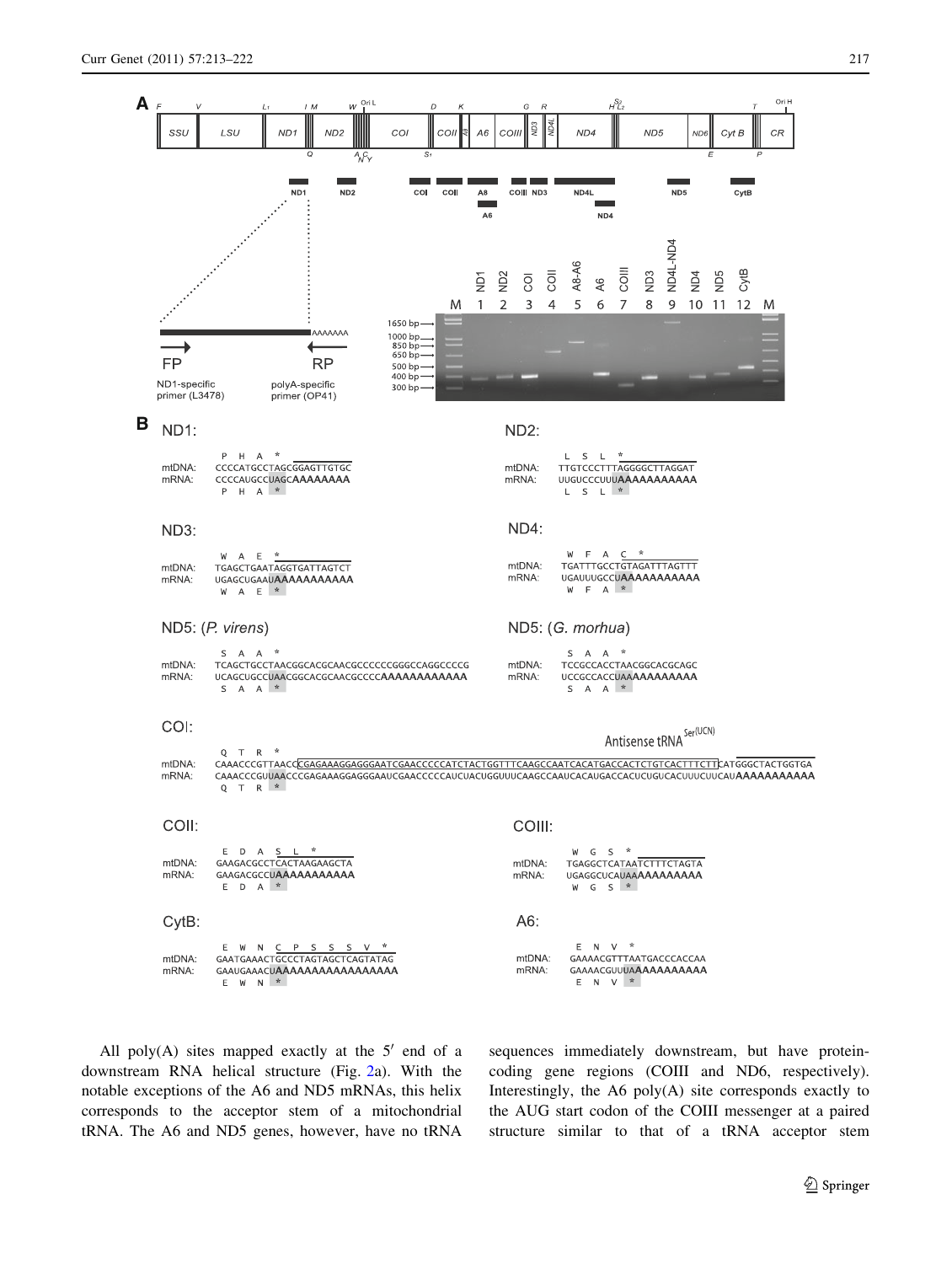A

F V L1 I M W Ori L D K G R S2 H L2 T Ori H

SSU LSU ND1 ND2 COI COII A8 A6 COIII ND3 ND4L ND4 ND5 ND6 Cyt B CR

Q A C N Y S1 E P

ND1 ND2 COI COII A8 A6 COIII ND3 ND4L ND4 ND5 CytB

AAAAAAA

FP RP

ND1-specific primer (L3478)

polyA-specific primer (OP41)

M 1 2 3 4 5 6 7 8 9 10 11 12 M

ND1 ND2 COI COII A8-A6 A6 COIII ND3 ND4L-ND4 ND4 ND5 CytB

1650 bp
1000 bp
850 bp
650 bp
500 bp
400 bp
300 bp

B

ND1:

```
        P  H  A  *
mtDNA:  CCCCATGCCTAGCGGAGTTGTGC
mRNA:   CCCCAUGCCUAGCAAAAAAAA
        P  H  A  *
```

ND2:

```
        L  S  L  *
mtDNA:  TTGTCCCTTTAGGGGCTTAGGAT
mRNA:   UUGUCCCUUUAAAAAAAAAAA
        L  S  L  *
```

ND3:

```
        W  A  E  *
mtDNA:  TGAGCTGAATAGGTGATTAGTCT
mRNA:   UGAGCUGAAUAAAAAAAAAAA
        W  A  E  *
```

ND4:

```
        W  F  A  C  *
mtDNA:  TGATTTGCCTGTAGATTTAGTTT
mRNA:   UGAUUUGCCUAAAAAAAAAAA
        W  F  A  *
```

ND5: (*P. virens*)

```
        S  A  A  *
mtDNA:  TCAGCTGCCTAACGGCACGCAACGCCCCCCGGGCCAGGCCCCG
mRNA:   UCAGCUGCCUAACGGCACGCAACGCCCCAAAAAAAAAAAA
        S  A  A  *
```

ND5: (*G. morhua*)

```
        S  A  A  *
mtDNA:  TCCGCCACCTAACGGCACGCAGC
mRNA:   UCCGCCACCUAAAAAAAAAAA
        S  A  A  *
```

COI:

Antisense tRNA$^{Ser(UCN)}$

```
        Q  T  R  *
mtDNA:  CAAACCCGTTAACCCGAGAAAGGAGGGAATCGAACCCCCATCTACTGGTTTCAAGCCAATCACATGACCACTCTGTCACTTTCTTCATGGGCTACTGGTGA
mRNA:   CAAACCCGUUAACCCGAGAAAGGAGGGAAUCGAACCCCCAUCUACUGGUUUCAAGCCAAUCACAUGACCACUCUGUCACUUUCUUCAUAAAAAAAAAAA
        Q  T  R  *
```

COII:

```
        E  D  A  S  L  *
mtDNA:  GAAGACGCCTCACTAAGAAGCTA
mRNA:   GAAGACGCCUAAAAAAAAAAA
        E  D  A  *
```

COIII:

```
        W  G  S  *
mtDNA:  TGAGGCTCATAATCTTTCTAGTA
mRNA:   UGAGGCUCAUAAAAAAAAAAA
        W  G  S  *
```

CytB:

```
        E  W  N  C  P  S  S  S  V  *
mtDNA:  GAATGAAACTGCCCTAGTAGCTCAGTATAG
mRNA:   GAAUGAAACUAAAAAAAAAAAAAAAAA
        E  W  N  *
```

A6:

```
        E  N  V  *
mtDNA:  GAAAACGTTTAATGACCCACCAA
mRNA:   GAAAACGUUUAAAAAAAAAAA
        E  N  V  *
```

All poly(A) sites mapped exactly at the 5′ end of a downstream RNA helical structure (Fig. 2a). With the notable exceptions of the A6 and ND5 mRNAs, this helix corresponds to the acceptor stem of a mitochondrial tRNA. The A6 and ND5 genes, however, have no tRNA sequences immediately downstream, but have protein-coding gene regions (COIII and ND6, respectively). Interestingly, the A6 poly(A) site corresponds exactly to the AUG start codon of the COIII messenger at a paired structure similar to that of a tRNA acceptor stem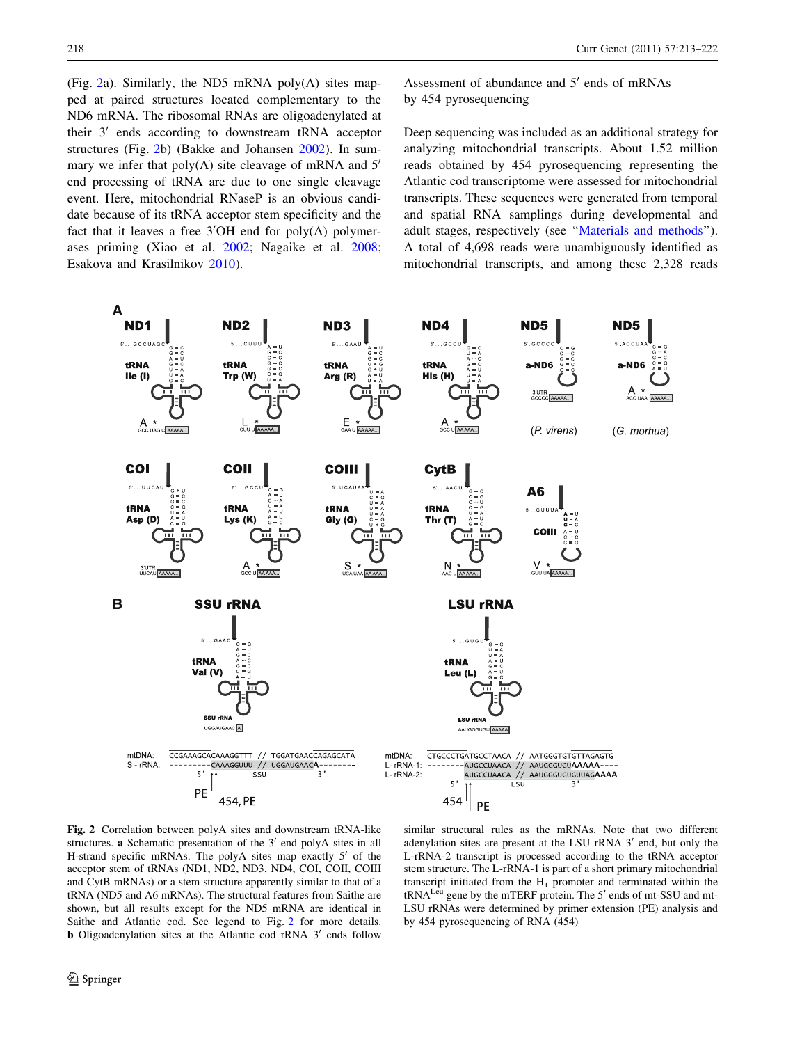(Fig. 2a). Similarly, the ND5 mRNA poly(A) sites mapped at paired structures located complementary to the ND6 mRNA. The ribosomal RNAs are oligoadenylated at their 3′ ends according to downstream tRNA acceptor structures (Fig. 2b) (Bakke and Johansen 2002). In summary we infer that poly(A) site cleavage of mRNA and 5′ end processing of tRNA are due to one single cleavage event. Here, mitochondrial RNaseP is an obvious candidate because of its tRNA acceptor stem specificity and the fact that it leaves a free 3′OH end for poly(A) polymerases priming (Xiao et al. 2002; Nagaike et al. 2008; Esakova and Krasilnikov 2010).

## Assessment of abundance and 5′ ends of mRNAs by 454 pyrosequencing

Deep sequencing was included as an additional strategy for analyzing mitochondrial transcripts. About 1.52 million reads obtained by 454 pyrosequencing representing the Atlantic cod transcriptome were assessed for mitochondrial transcripts. These sequences were generated from temporal and spatial RNA samplings during developmental and adult stages, respectively (see "Materials and methods"). A total of 4,698 reads were unambiguously identified as mitochondrial transcripts, and among these 2,328 reads

A

ND1 ND2 ND3 ND4 ND5 ND5

tRNA Ile (I) tRNA Trp (W) tRNA Arg (R) tRNA His (H) a-ND6 a-ND6

(P. virens) (G. morhua)

COI COII COIII CytB A6

tRNA Asp (D) tRNA Lys (K) tRNA Gly (G) tRNA Thr (T) COIII

B

SSU rRNA

tRNA Val (V)

mtDNA: CCGAAAGCACAAAGGTTT // TGGATGAACCAGAGCATA
S - rRNA: ---------CAAAGGUUU // UGGAUGAACA--------
PE 454, PE

LSU rRNA

tRNA Leu (L)

mtDNA: CTGCCCTGATGCCTAACA // AATGGGTGTGTTAGAGTG
L- rRNA-1: --------AUGCCUAACA // AAUGGGUGUAAAAA----
L- rRNA-2: --------AUGCCUAACA // AAUGGGUGUGUUAGAAAA
454 PE

**Fig. 2** Correlation between polyA sites and downstream tRNA-like structures. **a** Schematic presentation of the 3′ end polyA sites in all H-strand specific mRNAs. The polyA sites map exactly 5′ of the acceptor stem of tRNAs (ND1, ND2, ND3, ND4, COI, COII, COIII and CytB mRNAs) or a stem structure apparently similar to that of a tRNA (ND5 and A6 mRNAs). The structural features from Saithe are shown, but all results except for the ND5 mRNA are identical in Saithe and Atlantic cod. See legend to Fig. 2 for more details. **b** Oligoadenylation sites at the Atlantic cod rRNA 3′ ends follow similar structural rules as the mRNAs. Note that two different adenylation sites are present at the LSU rRNA 3′ end, but only the L-rRNA-2 transcript is processed according to the tRNA acceptor stem structure. The L-rRNA-1 is part of a short primary mitochondrial transcript initiated from the $H_1$ promoter and terminated within the $tRNA^{Leu}$ gene by the mTERF protein. The 5′ ends of mt-SSU and mt-LSU rRNAs were determined by primer extension (PE) analysis and by 454 pyrosequencing of RNA (454)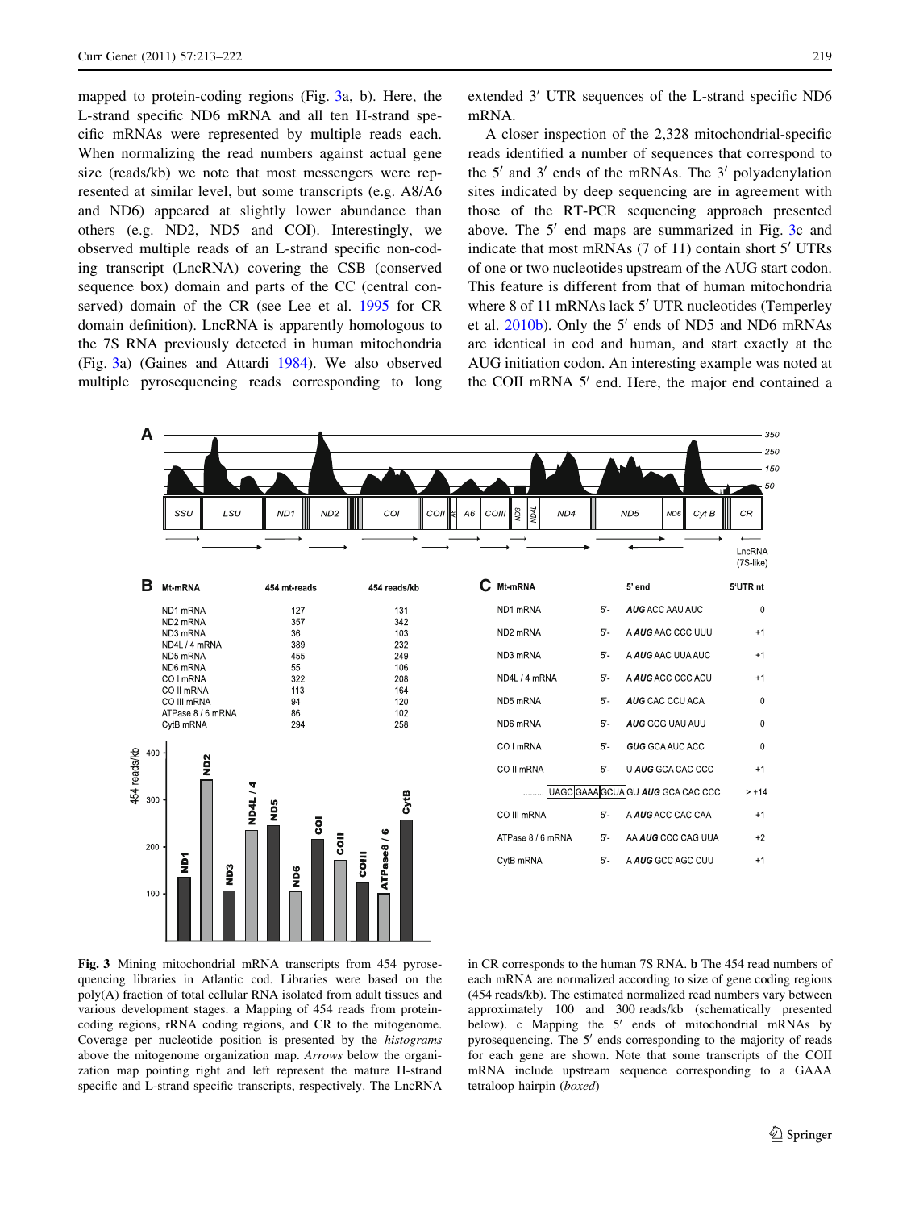mapped to protein-coding regions (Fig. 3a, b). Here, the L-strand specific ND6 mRNA and all ten H-strand specific mRNAs were represented by multiple reads each. When normalizing the read numbers against actual gene size (reads/kb) we note that most messengers were represented at similar level, but some transcripts (e.g. A8/A6 and ND6) appeared at slightly lower abundance than others (e.g. ND2, ND5 and COI). Interestingly, we observed multiple reads of an L-strand specific non-coding transcript (LncRNA) covering the CSB (conserved sequence box) domain and parts of the CC (central conserved) domain of the CR (see Lee et al. 1995 for CR domain definition). LncRNA is apparently homologous to the 7S RNA previously detected in human mitochondria (Fig. 3a) (Gaines and Attardi 1984). We also observed multiple pyrosequencing reads corresponding to long extended 3′ UTR sequences of the L-strand specific ND6 mRNA.

A closer inspection of the 2,328 mitochondrial-specific reads identified a number of sequences that correspond to the 5′ and 3′ ends of the mRNAs. The 3′ polyadenylation sites indicated by deep sequencing are in agreement with those of the RT-PCR sequencing approach presented above. The 5′ end maps are summarized in Fig. 3c and indicate that most mRNAs (7 of 11) contain short 5′ UTRs of one or two nucleotides upstream of the AUG start codon. This feature is different from that of human mitochondria where 8 of 11 mRNAs lack 5′ UTR nucleotides (Temperley et al. 2010b). Only the 5′ ends of ND5 and ND6 mRNAs are identical in cod and human, and start exactly at the AUG initiation codon. An interesting example was noted at the COII mRNA 5′ end. Here, the major end contained a

A

350
250
150
50

SSU LSU ND1 ND2 COI COII A8 A6 COIII ND3 ND4L ND4 ND5 ND6 Cyt B CR

LncRNA
(7S-like)

B

| Mt-mRNA | 454 mt-reads | 454 reads/kb |
|---|---|---|
| ND1 mRNA | 127 | 131 |
| ND2 mRNA | 357 | 342 |
| ND3 mRNA | 36 | 103 |
| ND4L / 4 mRNA | 389 | 232 |
| ND5 mRNA | 455 | 249 |
| ND6 mRNA | 55 | 106 |
| CO I mRNA | 322 | 208 |
| CO II mRNA | 113 | 164 |
| CO III mRNA | 94 | 120 |
| ATPase 8 / 6 mRNA | 86 | 102 |
| CytB mRNA | 294 | 258 |

454 reads/kb
400
300
200
100
ND1 ND2 ND3 ND4L / 4 ND5 ND6 COI COII COIII ATPase8 / 6 CytB

C

| Mt-mRNA | | 5′ end | 5′UTR nt |
|---|---|---|---|
| ND1 mRNA | 5′- | ***AUG*** ACC AAU AUC | 0 |
| ND2 mRNA | 5′- | A ***AUG*** AAC CCC UUU | +1 |
| ND3 mRNA | 5′- | A ***AUG*** AAC UUA AUC | +1 |
| ND4L / 4 mRNA | 5′- | A ***AUG*** ACC CCC ACU | +1 |
| ND5 mRNA | 5′- | ***AUG*** CAC CCU ACA | 0 |
| ND6 mRNA | 5′- | ***AUG*** GCG UAU AUU | 0 |
| CO I mRNA | 5′- | ***GUG*** GCA AUC ACC | 0 |
| CO II mRNA | 5′- | U ***AUG*** GCA CAC CCC | +1 |
| | ........ | UAGC GAAA GCUA GU ***AUG*** GCA CAC CCC | > +14 |
| CO III mRNA | 5′- | A ***AUG*** ACC CAC CAA | +1 |
| ATPase 8 / 6 mRNA | 5′- | AA ***AUG*** CCC CAG UUA | +2 |
| CytB mRNA | 5′- | A ***AUG*** GCC AGC CUU | +1 |

**Fig. 3** Mining mitochondrial mRNA transcripts from 454 pyrosequencing libraries in Atlantic cod. Libraries were based on the poly(A) fraction of total cellular RNA isolated from adult tissues and various development stages. **a** Mapping of 454 reads from protein-coding regions, rRNA coding regions, and CR to the mitogenome. Coverage per nucleotide position is presented by the *histograms* above the mitogenome organization map. *Arrows* below the organization map pointing right and left represent the mature H-strand specific and L-strand specific transcripts, respectively. The LncRNA in CR corresponds to the human 7S RNA. **b** The 454 read numbers of each mRNA are normalized according to size of gene coding regions (454 reads/kb). The estimated normalized read numbers vary between approximately 100 and 300 reads/kb (schematically presented below). c Mapping the 5′ ends of mitochondrial mRNAs by pyrosequencing. The 5′ ends corresponding to the majority of reads for each gene are shown. Note that some transcripts of the COII mRNA include upstream sequence corresponding to a GAAA tetraloop hairpin (*boxed*)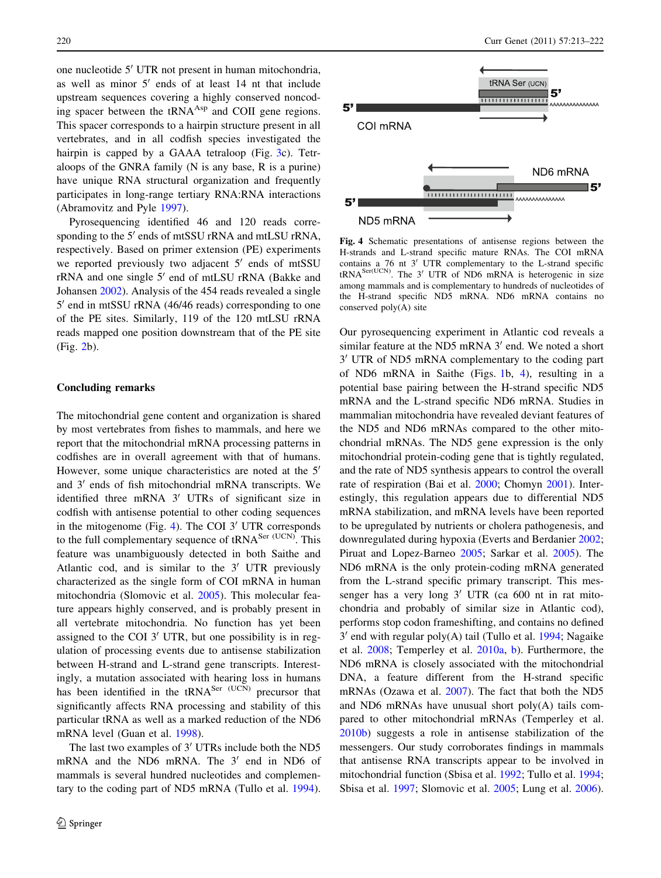one nucleotide 5′ UTR not present in human mitochondria, as well as minor 5′ ends of at least 14 nt that include upstream sequences covering a highly conserved noncoding spacer between the tRNA$^{Asp}$ and COII gene regions. This spacer corresponds to a hairpin structure present in all vertebrates, and in all codfish species investigated the hairpin is capped by a GAAA tetraloop (Fig. 3c). Tetraloops of the GNRA family (N is any base, R is a purine) have unique RNA structural organization and frequently participates in long-range tertiary RNA:RNA interactions (Abramovitz and Pyle 1997).

Pyrosequencing identified 46 and 120 reads corresponding to the 5′ ends of mtSSU rRNA and mtLSU rRNA, respectively. Based on primer extension (PE) experiments we reported previously two adjacent 5′ ends of mtSSU rRNA and one single 5′ end of mtLSU rRNA (Bakke and Johansen 2002). Analysis of the 454 reads revealed a single 5′ end in mtSSU rRNA (46/46 reads) corresponding to one of the PE sites. Similarly, 119 of the 120 mtLSU rRNA reads mapped one position downstream that of the PE site (Fig. 2b).

## Concluding remarks

The mitochondrial gene content and organization is shared by most vertebrates from fishes to mammals, and here we report that the mitochondrial mRNA processing patterns in codfishes are in overall agreement with that of humans. However, some unique characteristics are noted at the 5′ and 3′ ends of fish mitochondrial mRNA transcripts. We identified three mRNA 3′ UTRs of significant size in codfish with antisense potential to other coding sequences in the mitogenome (Fig. 4). The COI 3′ UTR corresponds to the full complementary sequence of tRNA$^{Ser\ (UCN)}$. This feature was unambiguously detected in both Saithe and Atlantic cod, and is similar to the 3′ UTR previously characterized as the single form of COI mRNA in human mitochondria (Slomovic et al. 2005). This molecular feature appears highly conserved, and is probably present in all vertebrate mitochondria. No function has yet been assigned to the COI 3′ UTR, but one possibility is in regulation of processing events due to antisense stabilization between H-strand and L-strand gene transcripts. Interestingly, a mutation associated with hearing loss in humans has been identified in the tRNA$^{Ser\ (UCN)}$ precursor that significantly affects RNA processing and stability of this particular tRNA as well as a marked reduction of the ND6 mRNA level (Guan et al. 1998).

The last two examples of 3′ UTRs include both the ND5 mRNA and the ND6 mRNA. The 3′ end in ND6 of mammals is several hundred nucleotides and complementary to the coding part of ND5 mRNA (Tullo et al. 1994).

tRNA Ser (UCN)
5'
5'
AAAAAAAAAAAAAA
COI mRNA
ND6 mRNA
5'
5'
AAAAAAAAAAAAAA
ND5 mRNA

**Fig. 4** Schematic presentations of antisense regions between the H-strands and L-strand specific mature RNAs. The COI mRNA contains a 76 nt 3′ UTR complementary to the L-strand specific tRNA$^{Ser(UCN)}$. The 3′ UTR of ND6 mRNA is heterogenic in size among mammals and is complementary to hundreds of nucleotides of the H-strand specific ND5 mRNA. ND6 mRNA contains no conserved poly(A) site

Our pyrosequencing experiment in Atlantic cod reveals a similar feature at the ND5 mRNA 3′ end. We noted a short 3′ UTR of ND5 mRNA complementary to the coding part of ND6 mRNA in Saithe (Figs. 1b, 4), resulting in a potential base pairing between the H-strand specific ND5 mRNA and the L-strand specific ND6 mRNA. Studies in mammalian mitochondria have revealed deviant features of the ND5 and ND6 mRNAs compared to the other mitochondrial mRNAs. The ND5 gene expression is the only mitochondrial protein-coding gene that is tightly regulated, and the rate of ND5 synthesis appears to control the overall rate of respiration (Bai et al. 2000; Chomyn 2001). Interestingly, this regulation appears due to differential ND5 mRNA stabilization, and mRNA levels have been reported to be upregulated by nutrients or cholera pathogenesis, and downregulated during hypoxia (Everts and Berdanier 2002; Piruat and Lopez-Barneo 2005; Sarkar et al. 2005). The ND6 mRNA is the only protein-coding mRNA generated from the L-strand specific primary transcript. This messenger has a very long 3′ UTR (ca 600 nt in rat mitochondria and probably of similar size in Atlantic cod), performs stop codon frameshifting, and contains no defined 3′ end with regular poly(A) tail (Tullo et al. 1994; Nagaike et al. 2008; Temperley et al. 2010a, b). Furthermore, the ND6 mRNA is closely associated with the mitochondrial DNA, a feature different from the H-strand specific mRNAs (Ozawa et al. 2007). The fact that both the ND5 and ND6 mRNAs have unusual short poly(A) tails compared to other mitochondrial mRNAs (Temperley et al. 2010b) suggests a role in antisense stabilization of the messengers. Our study corroborates findings in mammals that antisense RNA transcripts appear to be involved in mitochondrial function (Sbisa et al. 1992; Tullo et al. 1994; Sbisa et al. 1997; Slomovic et al. 2005; Lung et al. 2006).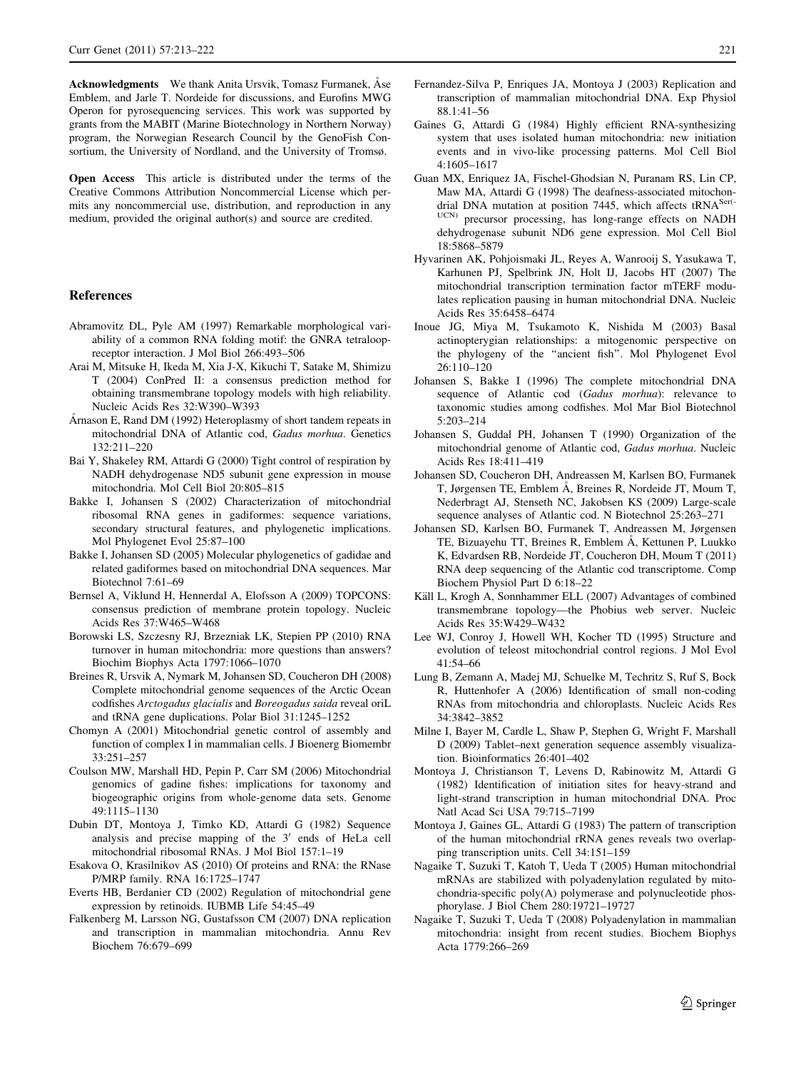**Acknowledgments** We thank Anita Ursvik, Tomasz Furmanek, Åse Emblem, and Jarle T. Nordeide for discussions, and Eurofins MWG Operon for pyrosequencing services. This work was supported by grants from the MABIT (Marine Biotechnology in Northern Norway) program, the Norwegian Research Council by the GenoFish Consortium, the University of Nordland, and the University of Tromsø.

**Open Access** This article is distributed under the terms of the Creative Commons Attribution Noncommercial License which permits any noncommercial use, distribution, and reproduction in any medium, provided the original author(s) and source are credited.

## References

Abramovitz DL, Pyle AM (1997) Remarkable morphological variability of a common RNA folding motif: the GNRA tetraloop-receptor interaction. J Mol Biol 266:493–506

Arai M, Mitsuke H, Ikeda M, Xia J-X, Kikuchi T, Satake M, Shimizu T (2004) ConPred II: a consensus prediction method for obtaining transmembrane topology models with high reliability. Nucleic Acids Res 32:W390–W393

Árnason E, Rand DM (1992) Heteroplasmy of short tandem repeats in mitochondrial DNA of Atlantic cod, *Gadus morhua*. Genetics 132:211–220

Bai Y, Shakeley RM, Attardi G (2000) Tight control of respiration by NADH dehydrogenase ND5 subunit gene expression in mouse mitochondria. Mol Cell Biol 20:805–815

Bakke I, Johansen S (2002) Characterization of mitochondrial ribosomal RNA genes in gadiformes: sequence variations, secondary structural features, and phylogenetic implications. Mol Phylogenet Evol 25:87–100

Bakke I, Johansen SD (2005) Molecular phylogenetics of gadidae and related gadiformes based on mitochondrial DNA sequences. Mar Biotechnol 7:61–69

Bernsel A, Viklund H, Hennerdal A, Elofsson A (2009) TOPCONS: consensus prediction of membrane protein topology. Nucleic Acids Res 37:W465–W468

Borowski LS, Szczesny RJ, Brzezniak LK, Stepien PP (2010) RNA turnover in human mitochondria: more questions than answers? Biochim Biophys Acta 1797:1066–1070

Breines R, Ursvik A, Nymark M, Johansen SD, Coucheron DH (2008) Complete mitochondrial genome sequences of the Arctic Ocean codfishes *Arctogadus glacialis* and *Boreogadus saida* reveal oriL and tRNA gene duplications. Polar Biol 31:1245–1252

Chomyn A (2001) Mitochondrial genetic control of assembly and function of complex I in mammalian cells. J Bioenerg Biomembr 33:251–257

Coulson MW, Marshall HD, Pepin P, Carr SM (2006) Mitochondrial genomics of gadine fishes: implications for taxonomy and biogeographic origins from whole-genome data sets. Genome 49:1115–1130

Dubin DT, Montoya J, Timko KD, Attardi G (1982) Sequence analysis and precise mapping of the 3′ ends of HeLa cell mitochondrial ribosomal RNAs. J Mol Biol 157:1–19

Esakova O, Krasilnikov AS (2010) Of proteins and RNA: the RNase P/MRP family. RNA 16:1725–1747

Everts HB, Berdanier CD (2002) Regulation of mitochondrial gene expression by retinoids. IUBMB Life 54:45–49

Falkenberg M, Larsson NG, Gustafsson CM (2007) DNA replication and transcription in mammalian mitochondria. Annu Rev Biochem 76:679–699

Fernandez-Silva P, Enriques JA, Montoya J (2003) Replication and transcription of mammalian mitochondrial DNA. Exp Physiol 88.1:41–56

Gaines G, Attardi G (1984) Highly efficient RNA-synthesizing system that uses isolated human mitochondria: new initiation events and in vivo-like processing patterns. Mol Cell Biol 4:1605–1617

Guan MX, Enriquez JA, Fischel-Ghodsian N, Puranam RS, Lin CP, Maw MA, Attardi G (1998) The deafness-associated mitochondrial DNA mutation at position 7445, which affects tRNA$^{Ser(UCN)}$ precursor processing, has long-range effects on NADH dehydrogenase subunit ND6 gene expression. Mol Cell Biol 18:5868–5879

Hyvarinen AK, Pohjoismaki JL, Reyes A, Wanrooij S, Yasukawa T, Karhunen PJ, Spelbrink JN, Holt IJ, Jacobs HT (2007) The mitochondrial transcription termination factor mTERF modulates replication pausing in human mitochondrial DNA. Nucleic Acids Res 35:6458–6474

Inoue JG, Miya M, Tsukamoto K, Nishida M (2003) Basal actinopterygian relationships: a mitogenomic perspective on the phylogeny of the "ancient fish". Mol Phylogenet Evol 26:110–120

Johansen S, Bakke I (1996) The complete mitochondrial DNA sequence of Atlantic cod (*Gadus morhua*): relevance to taxonomic studies among codfishes. Mol Mar Biol Biotechnol 5:203–214

Johansen S, Guddal PH, Johansen T (1990) Organization of the mitochondrial genome of Atlantic cod, *Gadus morhua*. Nucleic Acids Res 18:411–419

Johansen SD, Coucheron DH, Andreassen M, Karlsen BO, Furmanek T, Jørgensen TE, Emblem Å, Breines R, Nordeide JT, Moum T, Nederbragt AJ, Stenseth NC, Jakobsen KS (2009) Large-scale sequence analyses of Atlantic cod. N Biotechnol 25:263–271

Johansen SD, Karlsen BO, Furmanek T, Andreassen M, Jørgensen TE, Bizuayehu TT, Breines R, Emblem Å, Kettunen P, Luukko K, Edvardsen RB, Nordeide JT, Coucheron DH, Moum T (2011) RNA deep sequencing of the Atlantic cod transcriptome. Comp Biochem Physiol Part D 6:18–22

Käll L, Krogh A, Sonnhammer ELL (2007) Advantages of combined transmembrane topology—the Phobius web server. Nucleic Acids Res 35:W429–W432

Lee WJ, Conroy J, Howell WH, Kocher TD (1995) Structure and evolution of teleost mitochondrial control regions. J Mol Evol 41:54–66

Lung B, Zemann A, Madej MJ, Schuelke M, Techritz S, Ruf S, Bock R, Huttenhofer A (2006) Identification of small non-coding RNAs from mitochondria and chloroplasts. Nucleic Acids Res 34:3842–3852

Milne I, Bayer M, Cardle L, Shaw P, Stephen G, Wright F, Marshall D (2009) Tablet–next generation sequence assembly visualization. Bioinformatics 26:401–402

Montoya J, Christianson T, Levens D, Rabinowitz M, Attardi G (1982) Identification of initiation sites for heavy-strand and light-strand transcription in human mitochondrial DNA. Proc Natl Acad Sci USA 79:715–7199

Montoya J, Gaines GL, Attardi G (1983) The pattern of transcription of the human mitochondrial rRNA genes reveals two overlapping transcription units. Cell 34:151–159

Nagaike T, Suzuki T, Katoh T, Ueda T (2005) Human mitochondrial mRNAs are stabilized with polyadenylation regulated by mitochondria-specific poly(A) polymerase and polynucleotide phosphorylase. J Biol Chem 280:19721–19727

Nagaike T, Suzuki T, Ueda T (2008) Polyadenylation in mammalian mitochondria: insight from recent studies. Biochem Biophys Acta 1779:266–269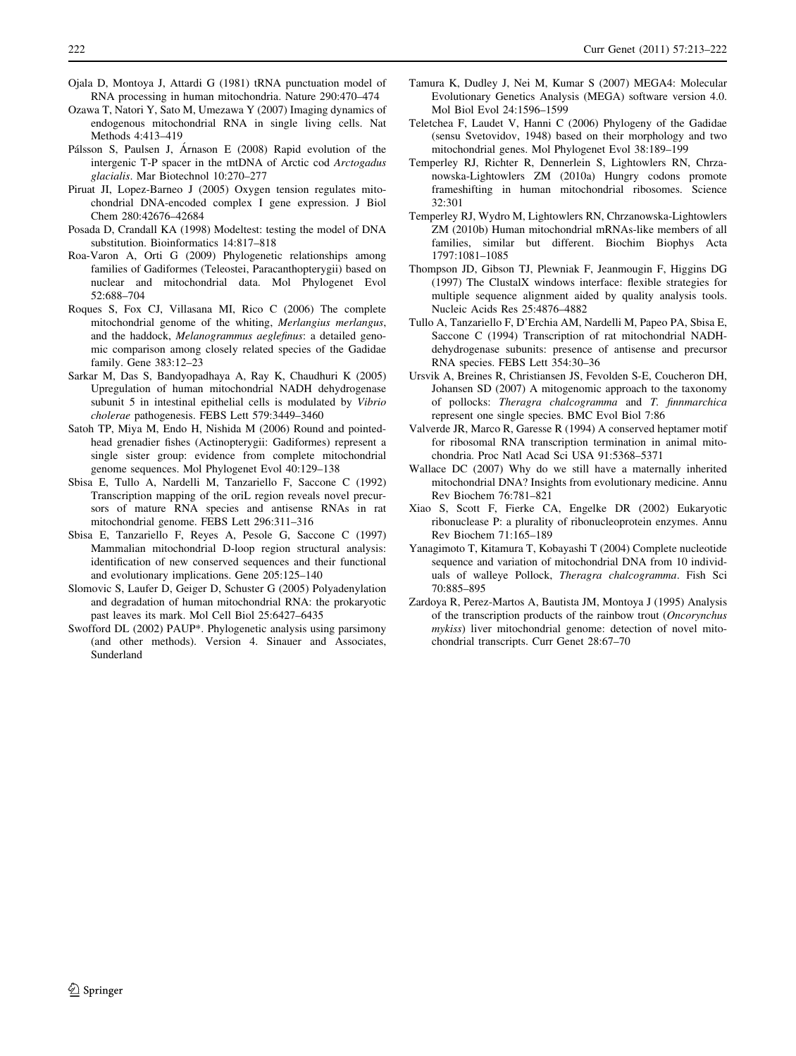Ojala D, Montoya J, Attardi G (1981) tRNA punctuation model of RNA processing in human mitochondria. Nature 290:470–474

Ozawa T, Natori Y, Sato M, Umezawa Y (2007) Imaging dynamics of endogenous mitochondrial RNA in single living cells. Nat Methods 4:413–419

Pálsson S, Paulsen J, Árnason E (2008) Rapid evolution of the intergenic T-P spacer in the mtDNA of Arctic cod *Arctogadus glacialis*. Mar Biotechnol 10:270–277

Piruat JI, Lopez-Barneo J (2005) Oxygen tension regulates mitochondrial DNA-encoded complex I gene expression. J Biol Chem 280:42676–42684

Posada D, Crandall KA (1998) Modeltest: testing the model of DNA substitution. Bioinformatics 14:817–818

Roa-Varon A, Orti G (2009) Phylogenetic relationships among families of Gadiformes (Teleostei, Paracanthopterygii) based on nuclear and mitochondrial data. Mol Phylogenet Evol 52:688–704

Roques S, Fox CJ, Villasana MI, Rico C (2006) The complete mitochondrial genome of the whiting, *Merlangius merlangus*, and the haddock, *Melanogrammus aeglefinus*: a detailed genomic comparison among closely related species of the Gadidae family. Gene 383:12–23

Sarkar M, Das S, Bandyopadhaya A, Ray K, Chaudhuri K (2005) Upregulation of human mitochondrial NADH dehydrogenase subunit 5 in intestinal epithelial cells is modulated by *Vibrio cholerae* pathogenesis. FEBS Lett 579:3449–3460

Satoh TP, Miya M, Endo H, Nishida M (2006) Round and pointed-head grenadier fishes (Actinopterygii: Gadiformes) represent a single sister group: evidence from complete mitochondrial genome sequences. Mol Phylogenet Evol 40:129–138

Sbisa E, Tullo A, Nardelli M, Tanzariello F, Saccone C (1992) Transcription mapping of the oriL region reveals novel precursors of mature RNA species and antisense RNAs in rat mitochondrial genome. FEBS Lett 296:311–316

Sbisa E, Tanzariello F, Reyes A, Pesole G, Saccone C (1997) Mammalian mitochondrial D-loop region structural analysis: identification of new conserved sequences and their functional and evolutionary implications. Gene 205:125–140

Slomovic S, Laufer D, Geiger D, Schuster G (2005) Polyadenylation and degradation of human mitochondrial RNA: the prokaryotic past leaves its mark. Mol Cell Biol 25:6427–6435

Swofford DL (2002) PAUP*. Phylogenetic analysis using parsimony (and other methods). Version 4. Sinauer and Associates, Sunderland

Tamura K, Dudley J, Nei M, Kumar S (2007) MEGA4: Molecular Evolutionary Genetics Analysis (MEGA) software version 4.0. Mol Biol Evol 24:1596–1599

Teletchea F, Laudet V, Hanni C (2006) Phylogeny of the Gadidae (sensu Svetovidov, 1948) based on their morphology and two mitochondrial genes. Mol Phylogenet Evol 38:189–199

Temperley RJ, Richter R, Dennerlein S, Lightowlers RN, Chrzanowska-Lightowlers ZM (2010a) Hungry codons promote frameshifting in human mitochondrial ribosomes. Science 32:301

Temperley RJ, Wydro M, Lightowlers RN, Chrzanowska-Lightowlers ZM (2010b) Human mitochondrial mRNAs-like members of all families, similar but different. Biochim Biophys Acta 1797:1081–1085

Thompson JD, Gibson TJ, Plewniak F, Jeanmougin F, Higgins DG (1997) The ClustalX windows interface: flexible strategies for multiple sequence alignment aided by quality analysis tools. Nucleic Acids Res 25:4876–4882

Tullo A, Tanzariello F, D'Erchia AM, Nardelli M, Papeo PA, Sbisa E, Saccone C (1994) Transcription of rat mitochondrial NADH-dehydrogenase subunits: presence of antisense and precursor RNA species. FEBS Lett 354:30–36

Ursvik A, Breines R, Christiansen JS, Fevolden S-E, Coucheron DH, Johansen SD (2007) A mitogenomic approach to the taxonomy of pollocks: *Theragra chalcogramma* and *T. finnmarchica* represent one single species. BMC Evol Biol 7:86

Valverde JR, Marco R, Garesse R (1994) A conserved heptamer motif for ribosomal RNA transcription termination in animal mitochondria. Proc Natl Acad Sci USA 91:5368–5371

Wallace DC (2007) Why do we still have a maternally inherited mitochondrial DNA? Insights from evolutionary medicine. Annu Rev Biochem 76:781–821

Xiao S, Scott F, Fierke CA, Engelke DR (2002) Eukaryotic ribonuclease P: a plurality of ribonucleoprotein enzymes. Annu Rev Biochem 71:165–189

Yanagimoto T, Kitamura T, Kobayashi T (2004) Complete nucleotide sequence and variation of mitochondrial DNA from 10 individuals of walleye Pollock, *Theragra chalcogramma*. Fish Sci 70:885–895

Zardoya R, Perez-Martos A, Bautista JM, Montoya J (1995) Analysis of the transcription products of the rainbow trout (*Oncorynchus mykiss*) liver mitochondrial genome: detection of novel mitochondrial transcripts. Curr Genet 28:67–70